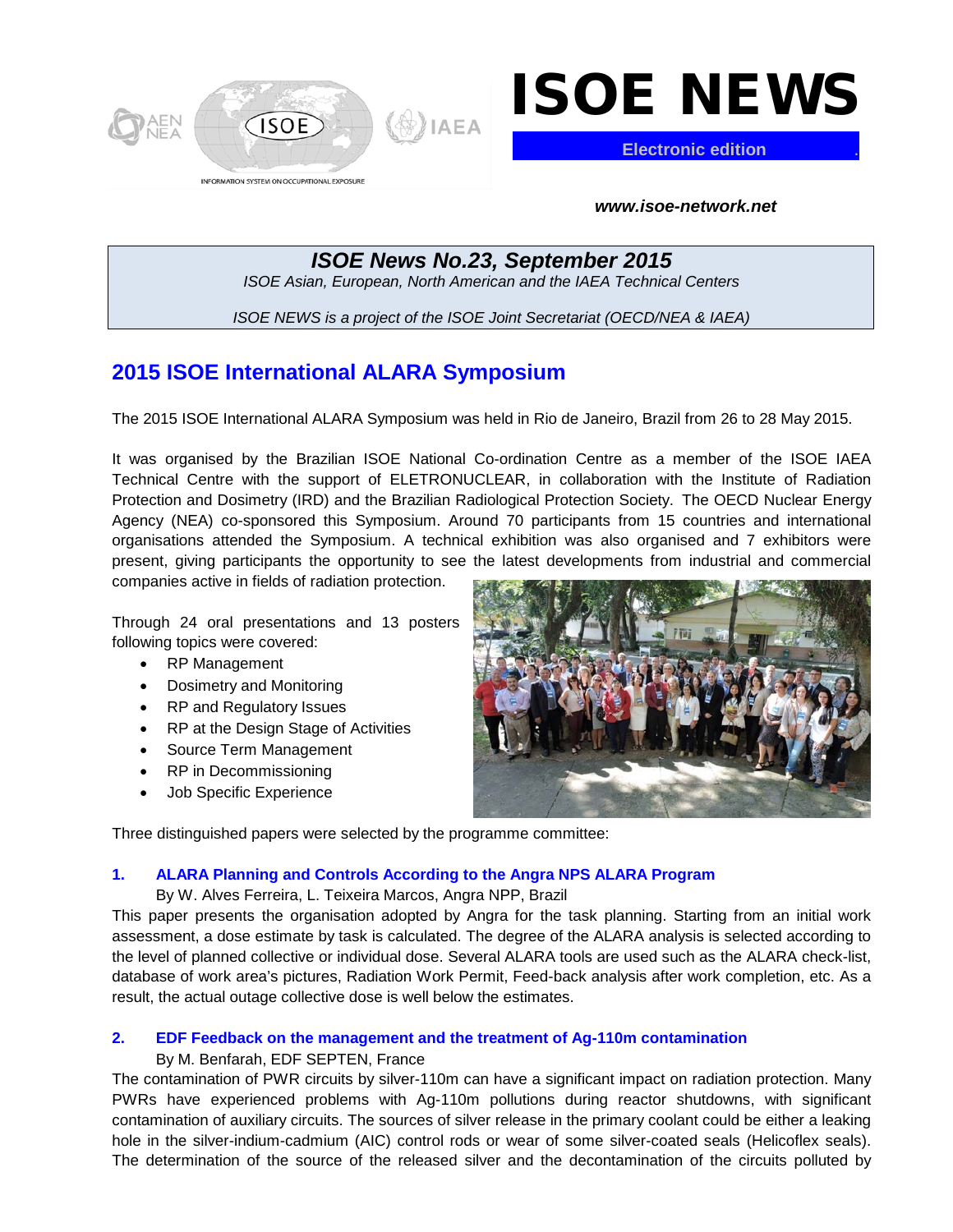# ISOE NEWS

**Electronic edition**

***www.isoe-network.net***

## *ISOE News No.23, September 2015*

*ISOE Asian, European, North American and the IAEA Technical Centers*

*ISOE NEWS is a project of the ISOE Joint Secretariat (OECD/NEA & IAEA)*

## 2015 ISOE International ALARA Symposium

The 2015 ISOE International ALARA Symposium was held in Rio de Janeiro, Brazil from 26 to 28 May 2015.

It was organised by the Brazilian ISOE National Co-ordination Centre as a member of the ISOE IAEA Technical Centre with the support of ELETRONUCLEAR, in collaboration with the Institute of Radiation Protection and Dosimetry (IRD) and the Brazilian Radiological Protection Society. The OECD Nuclear Energy Agency (NEA) co-sponsored this Symposium. Around 70 participants from 15 countries and international organisations attended the Symposium. A technical exhibition was also organised and 7 exhibitors were present, giving participants the opportunity to see the latest developments from industrial and commercial companies active in fields of radiation protection.

Through 24 oral presentations and 13 posters following topics were covered:

- RP Management
- Dosimetry and Monitoring
- RP and Regulatory Issues
- RP at the Design Stage of Activities
- Source Term Management
- RP in Decommissioning
- Job Specific Experience

Three distinguished papers were selected by the programme committee:

### 1. ALARA Planning and Controls According to the Angra NPS ALARA Program

By W. Alves Ferreira, L. Teixeira Marcos, Angra NPP, Brazil

This paper presents the organisation adopted by Angra for the task planning. Starting from an initial work assessment, a dose estimate by task is calculated. The degree of the ALARA analysis is selected according to the level of planned collective or individual dose. Several ALARA tools are used such as the ALARA check-list, database of work area's pictures, Radiation Work Permit, Feed-back analysis after work completion, etc. As a result, the actual outage collective dose is well below the estimates.

### 2. EDF Feedback on the management and the treatment of Ag-110m contamination

By M. Benfarah, EDF SEPTEN, France

The contamination of PWR circuits by silver-110m can have a significant impact on radiation protection. Many PWRs have experienced problems with Ag-110m pollutions during reactor shutdowns, with significant contamination of auxiliary circuits. The sources of silver release in the primary coolant could be either a leaking hole in the silver-indium-cadmium (AIC) control rods or wear of some silver-coated seals (Helicoflex seals). The determination of the source of the released silver and the decontamination of the circuits polluted by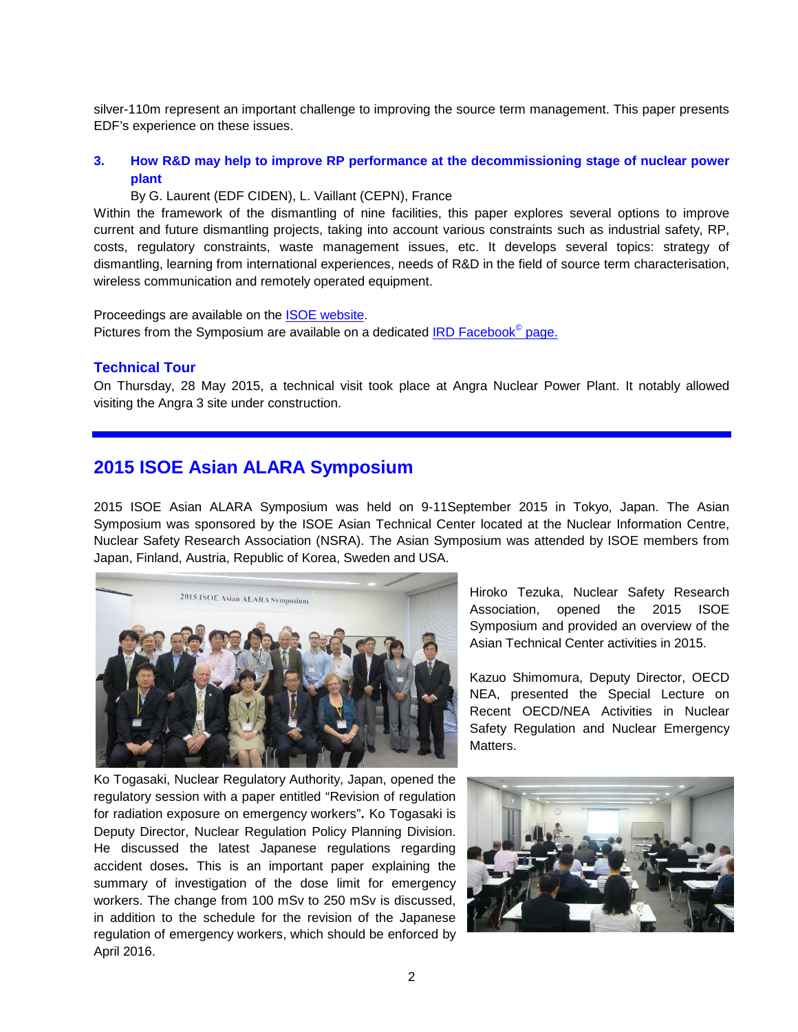silver-110m represent an important challenge to improving the source term management. This paper presents EDF's experience on these issues.

### 3. How R&D may help to improve RP performance at the decommissioning stage of nuclear power plant

By G. Laurent (EDF CIDEN), L. Vaillant (CEPN), France

Within the framework of the dismantling of nine facilities, this paper explores several options to improve current and future dismantling projects, taking into account various constraints such as industrial safety, RP, costs, regulatory constraints, waste management issues, etc. It develops several topics: strategy of dismantling, learning from international experiences, needs of R&D in the field of source term characterisation, wireless communication and remotely operated equipment.

Proceedings are available on the ISOE website.
Pictures from the Symposium are available on a dedicated IRD Facebook© page.

### Technical Tour

On Thursday, 28 May 2015, a technical visit took place at Angra Nuclear Power Plant. It notably allowed visiting the Angra 3 site under construction.

---

## 2015 ISOE Asian ALARA Symposium

2015 ISOE Asian ALARA Symposium was held on 9-11September 2015 in Tokyo, Japan. The Asian Symposium was sponsored by the ISOE Asian Technical Center located at the Nuclear Information Centre, Nuclear Safety Research Association (NSRA). The Asian Symposium was attended by ISOE members from Japan, Finland, Austria, Republic of Korea, Sweden and USA.

Hiroko Tezuka, Nuclear Safety Research Association, opened the 2015 ISOE Symposium and provided an overview of the Asian Technical Center activities in 2015.

Kazuo Shimomura, Deputy Director, OECD NEA, presented the Special Lecture on Recent OECD/NEA Activities in Nuclear Safety Regulation and Nuclear Emergency Matters.

Ko Togasaki, Nuclear Regulatory Authority, Japan, opened the regulatory session with a paper entitled "Revision of regulation for radiation exposure on emergency workers"**.** Ko Togasaki is Deputy Director, Nuclear Regulation Policy Planning Division. He discussed the latest Japanese regulations regarding accident doses**.** This is an important paper explaining the summary of investigation of the dose limit for emergency workers. The change from 100 mSv to 250 mSv is discussed, in addition to the schedule for the revision of the Japanese regulation of emergency workers, which should be enforced by April 2016.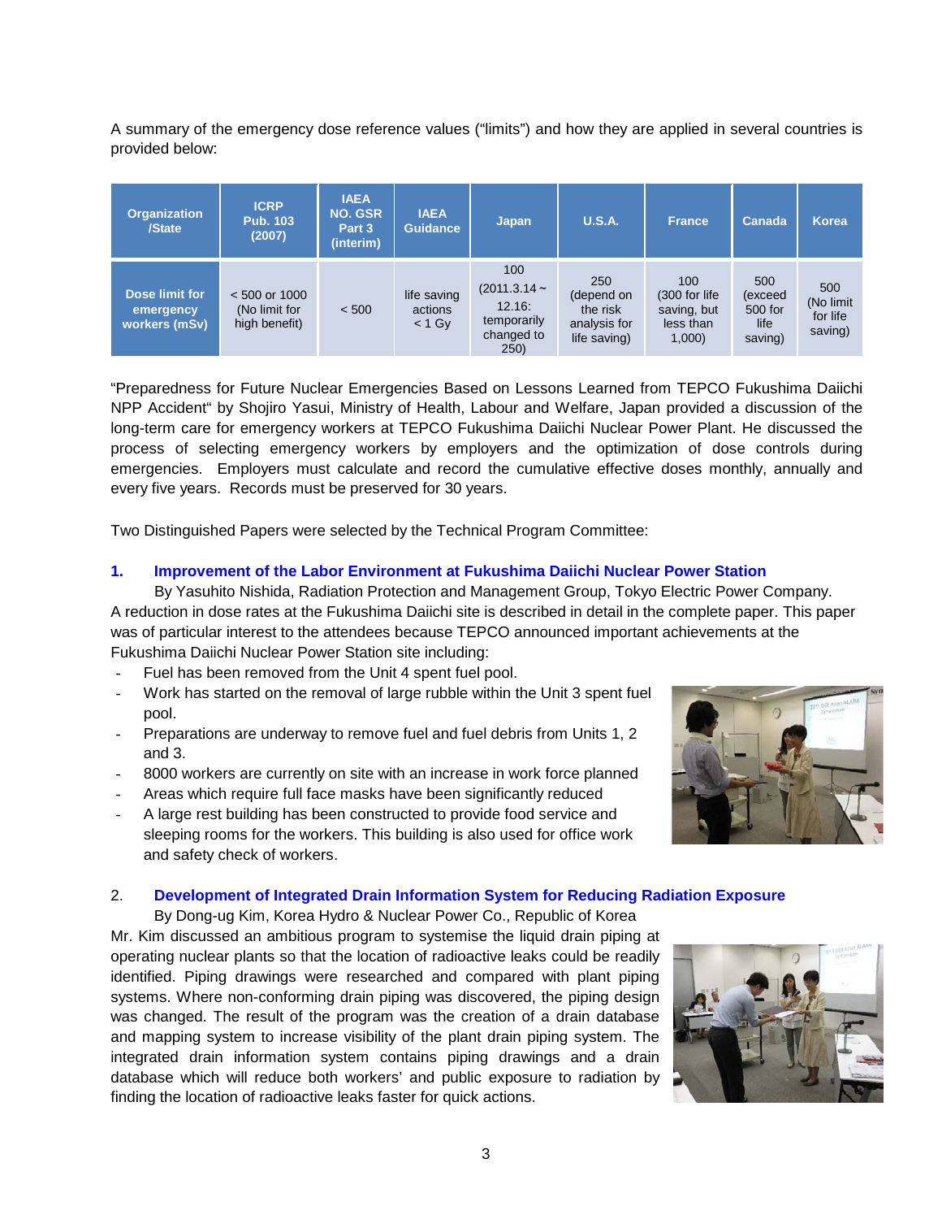A summary of the emergency dose reference values ("limits") and how they are applied in several countries is provided below:

| Organization /State | ICRP Pub. 103 (2007) | IAEA NO. GSR Part 3 (interim) | IAEA Guidance | Japan | U.S.A. | France | Canada | Korea |
|---|---|---|---|---|---|---|---|---|
| Dose limit for emergency workers (mSv) | < 500 or 1000 (No limit for high benefit) | < 500 | life saving actions < 1 Gy | 100 (2011.3.14～12.16: temporarily changed to 250) | 250 (depend on the risk analysis for life saving) | 100 (300 for life saving, but less than 1,000) | 500 (exceed 500 for life saving) | 500 (No limit for life saving) |

"Preparedness for Future Nuclear Emergencies Based on Lessons Learned from TEPCO Fukushima Daiichi NPP Accident" by Shojiro Yasui, Ministry of Health, Labour and Welfare, Japan provided a discussion of the long-term care for emergency workers at TEPCO Fukushima Daiichi Nuclear Power Plant. He discussed the process of selecting emergency workers by employers and the optimization of dose controls during emergencies. Employers must calculate and record the cumulative effective doses monthly, annually and every five years. Records must be preserved for 30 years.

Two Distinguished Papers were selected by the Technical Program Committee:

**1. Improvement of the Labor Environment at Fukushima Daiichi Nuclear Power Station**

By Yasuhito Nishida, Radiation Protection and Management Group, Tokyo Electric Power Company. A reduction in dose rates at the Fukushima Daiichi site is described in detail in the complete paper. This paper was of particular interest to the attendees because TEPCO announced important achievements at the Fukushima Daiichi Nuclear Power Station site including:

- Fuel has been removed from the Unit 4 spent fuel pool.
- Work has started on the removal of large rubble within the Unit 3 spent fuel pool.
- Preparations are underway to remove fuel and fuel debris from Units 1, 2 and 3.
- 8000 workers are currently on site with an increase in work force planned
- Areas which require full face masks have been significantly reduced
- A large rest building has been constructed to provide food service and sleeping rooms for the workers. This building is also used for office work and safety check of workers.

**2. Development of Integrated Drain Information System for Reducing Radiation Exposure**

By Dong-ug Kim, Korea Hydro & Nuclear Power Co., Republic of Korea

Mr. Kim discussed an ambitious program to systemise the liquid drain piping at operating nuclear plants so that the location of radioactive leaks could be readily identified. Piping drawings were researched and compared with plant piping systems. Where non-conforming drain piping was discovered, the piping design was changed. The result of the program was the creation of a drain database and mapping system to increase visibility of the plant drain piping system. The integrated drain information system contains piping drawings and a drain database which will reduce both workers' and public exposure to radiation by finding the location of radioactive leaks faster for quick actions.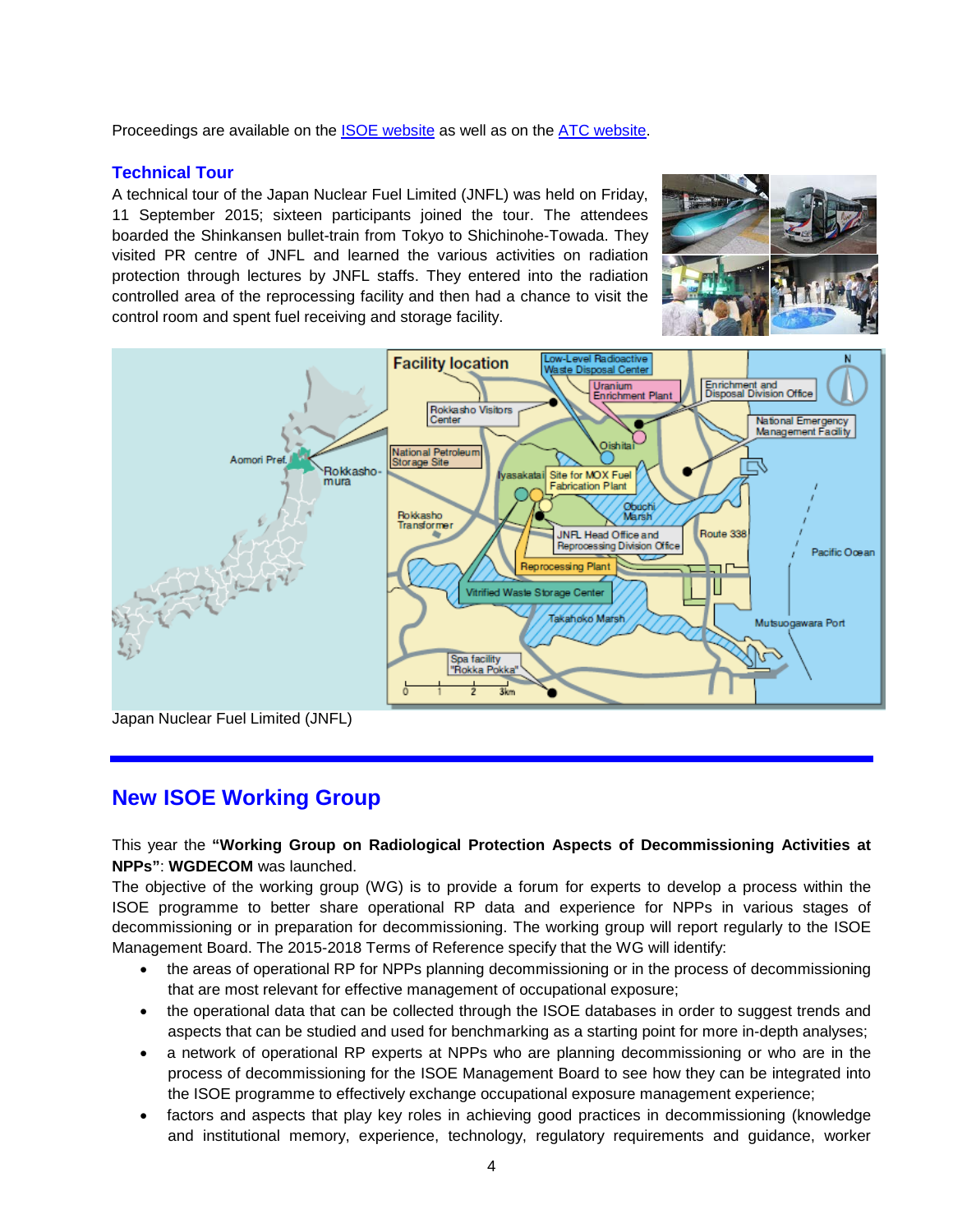Proceedings are available on the ISOE website as well as on the ATC website.

### Technical Tour

A technical tour of the Japan Nuclear Fuel Limited (JNFL) was held on Friday, 11 September 2015; sixteen participants joined the tour. The attendees boarded the Shinkansen bullet-train from Tokyo to Shichinohe-Towada. They visited PR centre of JNFL and learned the various activities on radiation protection through lectures by JNFL staffs. They entered into the radiation controlled area of the reprocessing facility and then had a chance to visit the control room and spent fuel receiving and storage facility.

Japan Nuclear Fuel Limited (JNFL)

## New ISOE Working Group

This year the **"Working Group on Radiological Protection Aspects of Decommissioning Activities at NPPs"**: **WGDECOM** was launched.

The objective of the working group (WG) is to provide a forum for experts to develop a process within the ISOE programme to better share operational RP data and experience for NPPs in various stages of decommissioning or in preparation for decommissioning. The working group will report regularly to the ISOE Management Board. The 2015-2018 Terms of Reference specify that the WG will identify:

- the areas of operational RP for NPPs planning decommissioning or in the process of decommissioning that are most relevant for effective management of occupational exposure;
- the operational data that can be collected through the ISOE databases in order to suggest trends and aspects that can be studied and used for benchmarking as a starting point for more in-depth analyses;
- a network of operational RP experts at NPPs who are planning decommissioning or who are in the process of decommissioning for the ISOE Management Board to see how they can be integrated into the ISOE programme to effectively exchange occupational exposure management experience;
- factors and aspects that play key roles in achieving good practices in decommissioning (knowledge and institutional memory, experience, technology, regulatory requirements and guidance, worker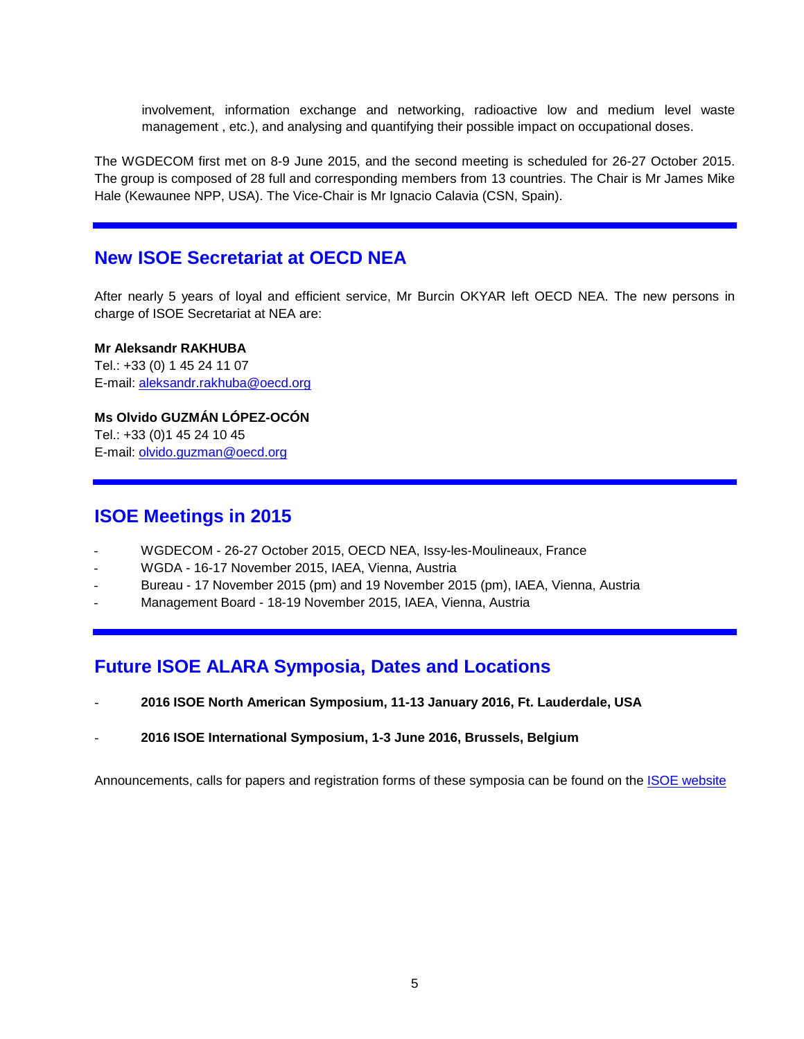involvement, information exchange and networking, radioactive low and medium level waste management , etc.), and analysing and quantifying their possible impact on occupational doses.

The WGDECOM first met on 8-9 June 2015, and the second meeting is scheduled for 26-27 October 2015. The group is composed of 28 full and corresponding members from 13 countries. The Chair is Mr James Mike Hale (Kewaunee NPP, USA). The Vice-Chair is Mr Ignacio Calavia (CSN, Spain).

## New ISOE Secretariat at OECD NEA

After nearly 5 years of loyal and efficient service, Mr Burcin OKYAR left OECD NEA. The new persons in charge of ISOE Secretariat at NEA are:

**Mr Aleksandr RAKHUBA**
Tel.: +33 (0) 1 45 24 11 07
E-mail: aleksandr.rakhuba@oecd.org

**Ms Olvido GUZMÁN LÓPEZ-OCÓN**
Tel.: +33 (0)1 45 24 10 45
E-mail: olvido.guzman@oecd.org

## ISOE Meetings in 2015

- WGDECOM - 26-27 October 2015, OECD NEA, Issy-les-Moulineaux, France
- WGDA - 16-17 November 2015, IAEA, Vienna, Austria
- Bureau - 17 November 2015 (pm) and 19 November 2015 (pm), IAEA, Vienna, Austria
- Management Board - 18-19 November 2015, IAEA, Vienna, Austria

## Future ISOE ALARA Symposia, Dates and Locations

- **2016 ISOE North American Symposium, 11-13 January 2016, Ft. Lauderdale, USA**
- **2016 ISOE International Symposium, 1-3 June 2016, Brussels, Belgium**

Announcements, calls for papers and registration forms of these symposia can be found on the ISOE website